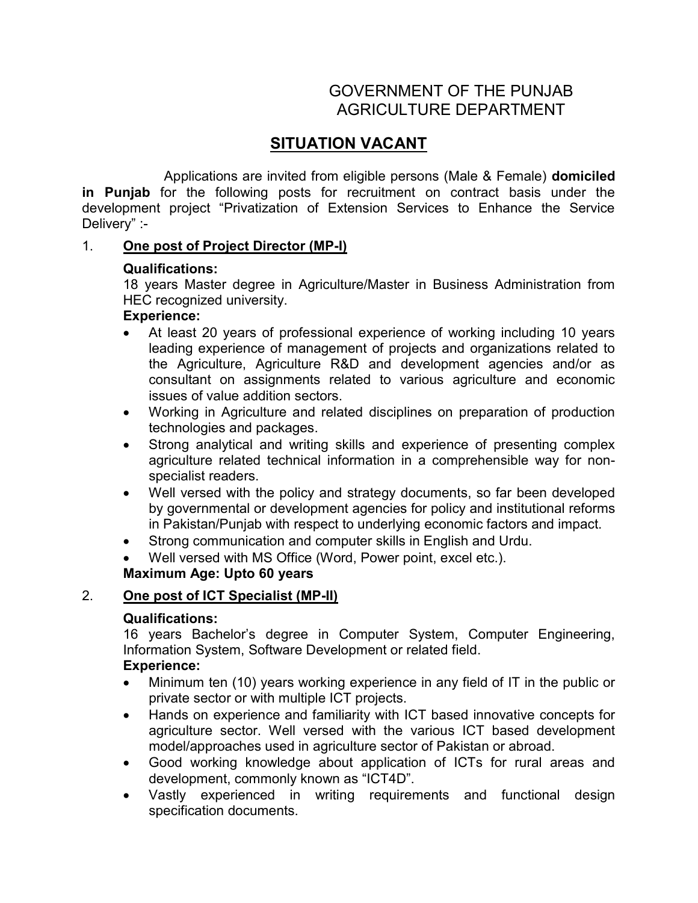# GOVERNMENT OF THE PUNJAB
# AGRICULTURE DEPARTMENT

## SITUATION VACANT

Applications are invited from eligible persons (Male & Female) **domiciled in Punjab** for the following posts for recruitment on contract basis under the development project "Privatization of Extension Services to Enhance the Service Delivery" :-

1. **One post of Project Director (MP-I)**

   **Qualifications:**
   18 years Master degree in Agriculture/Master in Business Administration from HEC recognized university.

   **Experience:**
   - At least 20 years of professional experience of working including 10 years leading experience of management of projects and organizations related to the Agriculture, Agriculture R&D and development agencies and/or as consultant on assignments related to various agriculture and economic issues of value addition sectors.
   - Working in Agriculture and related disciplines on preparation of production technologies and packages.
   - Strong analytical and writing skills and experience of presenting complex agriculture related technical information in a comprehensible way for non-specialist readers.
   - Well versed with the policy and strategy documents, so far been developed by governmental or development agencies for policy and institutional reforms in Pakistan/Punjab with respect to underlying economic factors and impact.
   - Strong communication and computer skills in English and Urdu.
   - Well versed with MS Office (Word, Power point, excel etc.).

   **Maximum Age: Upto 60 years**

2. **One post of ICT Specialist (MP-II)**

   **Qualifications:**
   16 years Bachelor's degree in Computer System, Computer Engineering, Information System, Software Development or related field.

   **Experience:**
   - Minimum ten (10) years working experience in any field of IT in the public or private sector or with multiple ICT projects.
   - Hands on experience and familiarity with ICT based innovative concepts for agriculture sector. Well versed with the various ICT based development model/approaches used in agriculture sector of Pakistan or abroad.
   - Good working knowledge about application of ICTs for rural areas and development, commonly known as "ICT4D".
   - Vastly experienced in writing requirements and functional design specification documents.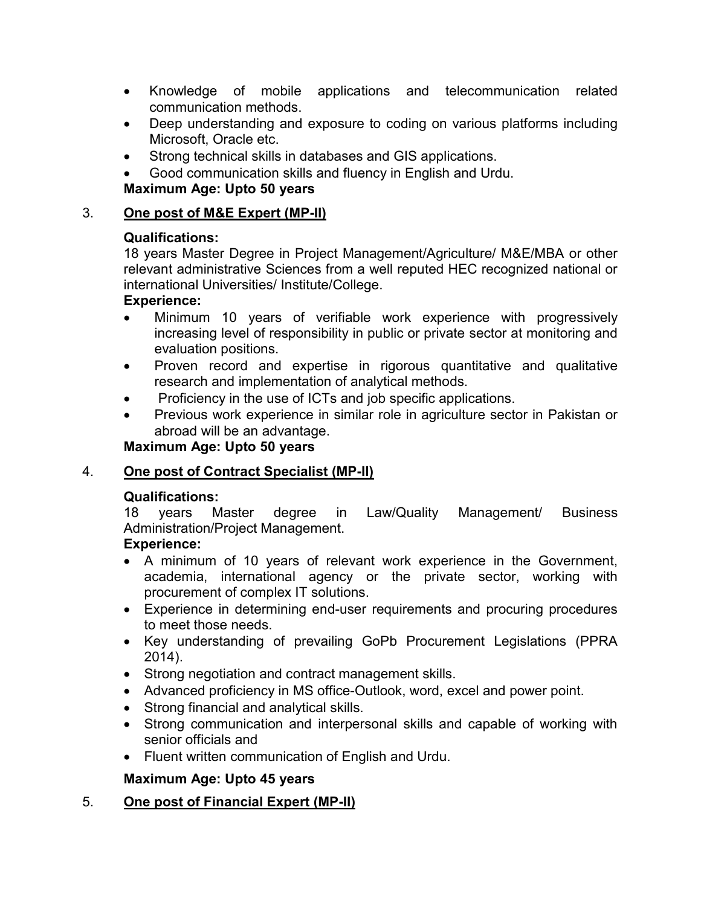- Knowledge of mobile applications and telecommunication related communication methods.
- Deep understanding and exposure to coding on various platforms including Microsoft, Oracle etc.
- Strong technical skills in databases and GIS applications.
- Good communication skills and fluency in English and Urdu.

**Maximum Age: Upto 50 years**

3. **<u>One post of M&E Expert (MP-II)</u>**

**Qualifications:**
18 years Master Degree in Project Management/Agriculture/ M&E/MBA or other relevant administrative Sciences from a well reputed HEC recognized national or international Universities/ Institute/College.

**Experience:**

- Minimum 10 years of verifiable work experience with progressively increasing level of responsibility in public or private sector at monitoring and evaluation positions.
- Proven record and expertise in rigorous quantitative and qualitative research and implementation of analytical methods.
- Proficiency in the use of ICTs and job specific applications.
- Previous work experience in similar role in agriculture sector in Pakistan or abroad will be an advantage.

**Maximum Age: Upto 50 years**

4. **<u>One post of Contract Specialist (MP-II)</u>**

**Qualifications:**
18 years Master degree in Law/Quality Management/ Business Administration/Project Management.

**Experience:**

- A minimum of 10 years of relevant work experience in the Government, academia, international agency or the private sector, working with procurement of complex IT solutions.
- Experience in determining end-user requirements and procuring procedures to meet those needs.
- Key understanding of prevailing GoPb Procurement Legislations (PPRA 2014).
- Strong negotiation and contract management skills.
- Advanced proficiency in MS office-Outlook, word, excel and power point.
- Strong financial and analytical skills.
- Strong communication and interpersonal skills and capable of working with senior officials and
- Fluent written communication of English and Urdu.

**Maximum Age: Upto 45 years**

5. **<u>One post of Financial Expert (MP-II)</u>**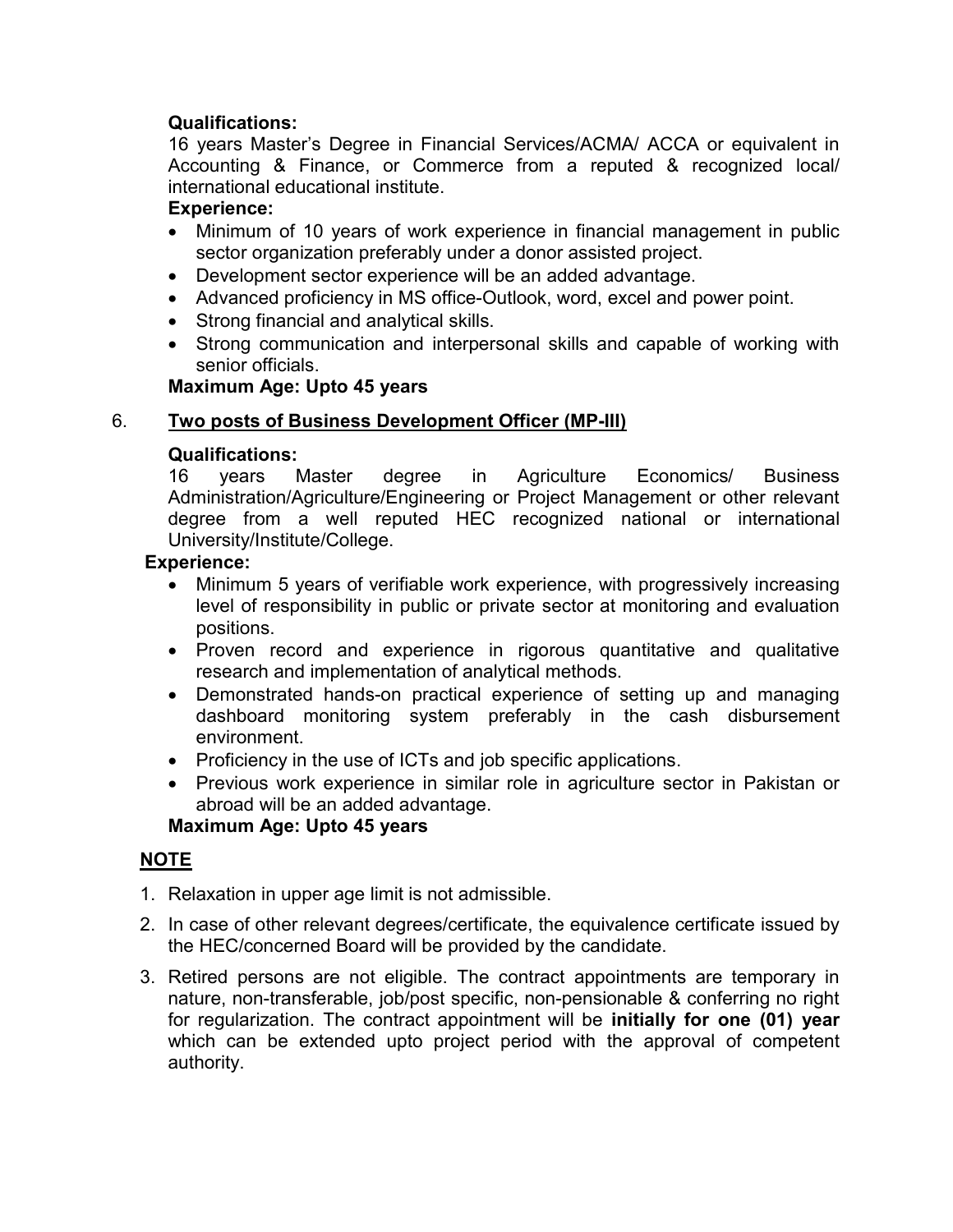**Qualifications:**

16 years Master's Degree in Financial Services/ACMA/ ACCA or equivalent in Accounting & Finance, or Commerce from a reputed & recognized local/ international educational institute.

**Experience:**

- Minimum of 10 years of work experience in financial management in public sector organization preferably under a donor assisted project.
- Development sector experience will be an added advantage.
- Advanced proficiency in MS office-Outlook, word, excel and power point.
- Strong financial and analytical skills.
- Strong communication and interpersonal skills and capable of working with senior officials.

**Maximum Age: Upto 45 years**

6. **Two posts of Business Development Officer (MP-III)**

**Qualifications:**

16 years Master degree in Agriculture Economics/ Business Administration/Agriculture/Engineering or Project Management or other relevant degree from a well reputed HEC recognized national or international University/Institute/College.

**Experience:**

- Minimum 5 years of verifiable work experience, with progressively increasing level of responsibility in public or private sector at monitoring and evaluation positions.
- Proven record and experience in rigorous quantitative and qualitative research and implementation of analytical methods.
- Demonstrated hands-on practical experience of setting up and managing dashboard monitoring system preferably in the cash disbursement environment.
- Proficiency in the use of ICTs and job specific applications.
- Previous work experience in similar role in agriculture sector in Pakistan or abroad will be an added advantage.

**Maximum Age: Upto 45 years**

**NOTE**

1. Relaxation in upper age limit is not admissible.
2. In case of other relevant degrees/certificate, the equivalence certificate issued by the HEC/concerned Board will be provided by the candidate.
3. Retired persons are not eligible. The contract appointments are temporary in nature, non-transferable, job/post specific, non-pensionable & conferring no right for regularization. The contract appointment will be **initially for one (01) year** which can be extended upto project period with the approval of competent authority.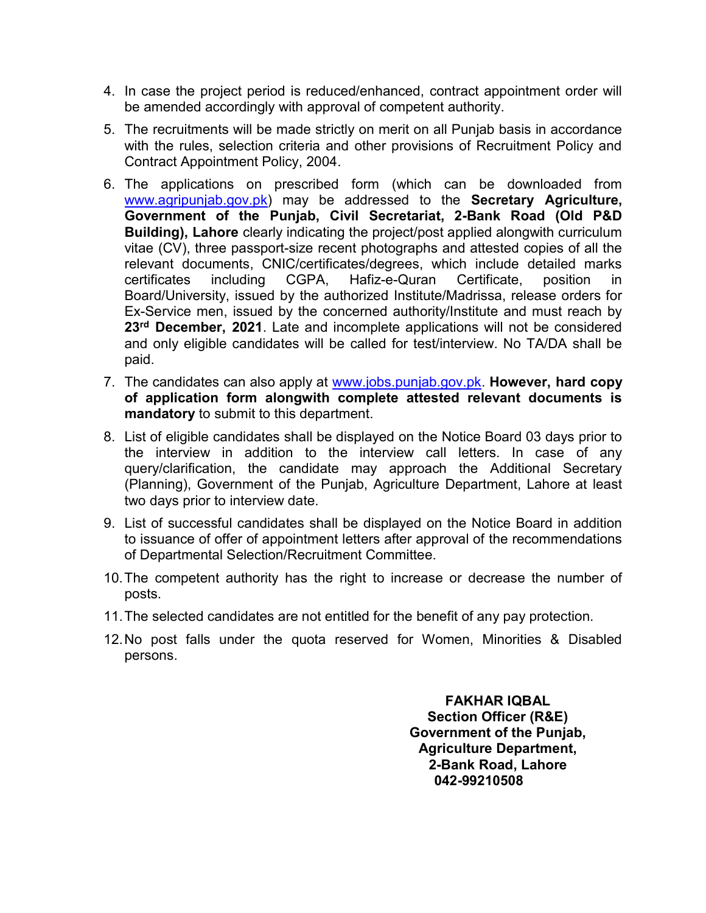4. In case the project period is reduced/enhanced, contract appointment order will be amended accordingly with approval of competent authority.

5. The recruitments will be made strictly on merit on all Punjab basis in accordance with the rules, selection criteria and other provisions of Recruitment Policy and Contract Appointment Policy, 2004.

6. The applications on prescribed form (which can be downloaded from www.agripunjab.gov.pk) may be addressed to the **Secretary Agriculture, Government of the Punjab, Civil Secretariat, 2-Bank Road (Old P&D Building), Lahore** clearly indicating the project/post applied alongwith curriculum vitae (CV), three passport-size recent photographs and attested copies of all the relevant documents, CNIC/certificates/degrees, which include detailed marks certificates including CGPA, Hafiz-e-Quran Certificate, position in Board/University, issued by the authorized Institute/Madrissa, release orders for Ex-Service men, issued by the concerned authority/Institute and must reach by **23rd December, 2021**. Late and incomplete applications will not be considered and only eligible candidates will be called for test/interview. No TA/DA shall be paid.

7. The candidates can also apply at www.jobs.punjab.gov.pk. **However, hard copy of application form alongwith complete attested relevant documents is mandatory** to submit to this department.

8. List of eligible candidates shall be displayed on the Notice Board 03 days prior to the interview in addition to the interview call letters. In case of any query/clarification, the candidate may approach the Additional Secretary (Planning), Government of the Punjab, Agriculture Department, Lahore at least two days prior to interview date.

9. List of successful candidates shall be displayed on the Notice Board in addition to issuance of offer of appointment letters after approval of the recommendations of Departmental Selection/Recruitment Committee.

10. The competent authority has the right to increase or decrease the number of posts.

11. The selected candidates are not entitled for the benefit of any pay protection.

12. No post falls under the quota reserved for Women, Minorities & Disabled persons.

**FAKHAR IQBAL**
**Section Officer (R&E)**
**Government of the Punjab,**
**Agriculture Department,**
**2-Bank Road, Lahore**
**042-99210508**